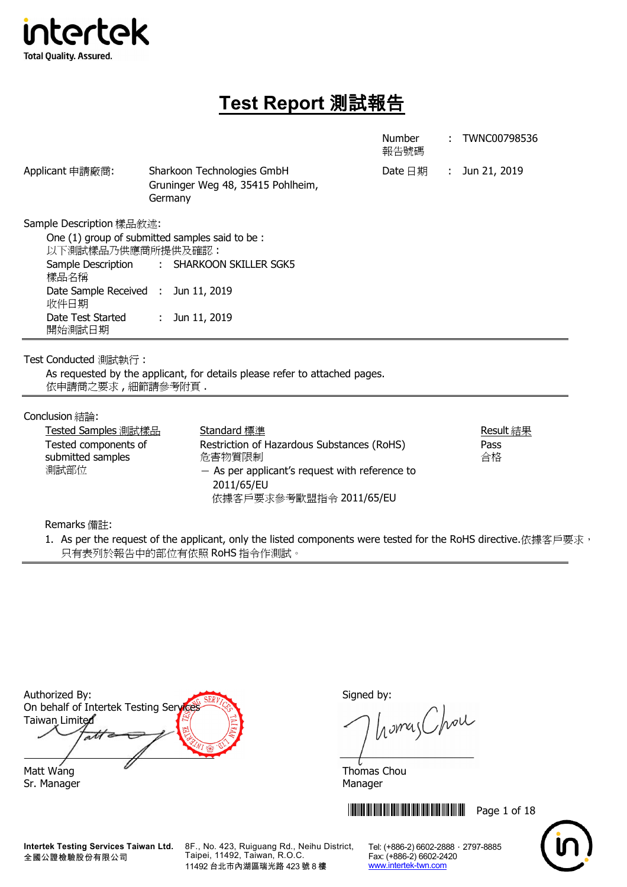intertek
Total Quality. Assured.

# Test Report 測試報告

Number 報告號碼 : TWNC00798536

Date 日期 : Jun 21, 2019

Applicant 申請廠商: Sharkoon Technologies GmbH
Gruninger Weg 48, 35415 Pohlheim, Germany

Sample Description 樣品敘述:

One (1) group of submitted samples said to be :
以下測試樣品乃供應商所提供及確認：

| | | |
|---|---|---|
| Sample Description 樣品名稱 | : | SHARKOON SKILLER SGK5 |
| Date Sample Received 收件日期 | : | Jun 11, 2019 |
| Date Test Started 開始測試日期 | : | Jun 11, 2019 |

---

Test Conducted 測試執行：

As requested by the applicant, for details please refer to attached pages.
依申請商之要求，細節請參考附頁。

---

Conclusion 結論:

| Tested Samples 測試樣品 | Standard 標準 | Result 結果 |
|---|---|---|
| Tested components of submitted samples 測試部位 | Restriction of Hazardous Substances (RoHS) 危害物質限制 — As per applicant's request with reference to 2011/65/EU 依據客戶要求參考歐盟指令 2011/65/EU | Pass 合格 |

Remarks 備註:

1. As per the request of the applicant, only the listed components were tested for the RoHS directive.依據客戶要求，只有表列於報告中的部位有依照 RoHS 指令作測試。

---

Authorized By:
On behalf of Intertek Testing Services Taiwan Limited

Matt Wang
Sr. Manager

Signed by:

Thomas Chou
Manager

Intertek Testing Services Taiwan Ltd.
全國公證檢驗股份有限公司
8F., No. 423, Ruiguang Rd., Neihu District, Taipei, 11492, Taiwan, R.O.C.
11492 台北市內湖區瑞光路 423 號 8 樓
Tel: (+886-2) 6602-2888 · 2797-8885
Fax: (+886-2) 6602-2420
www.intertek-twn.com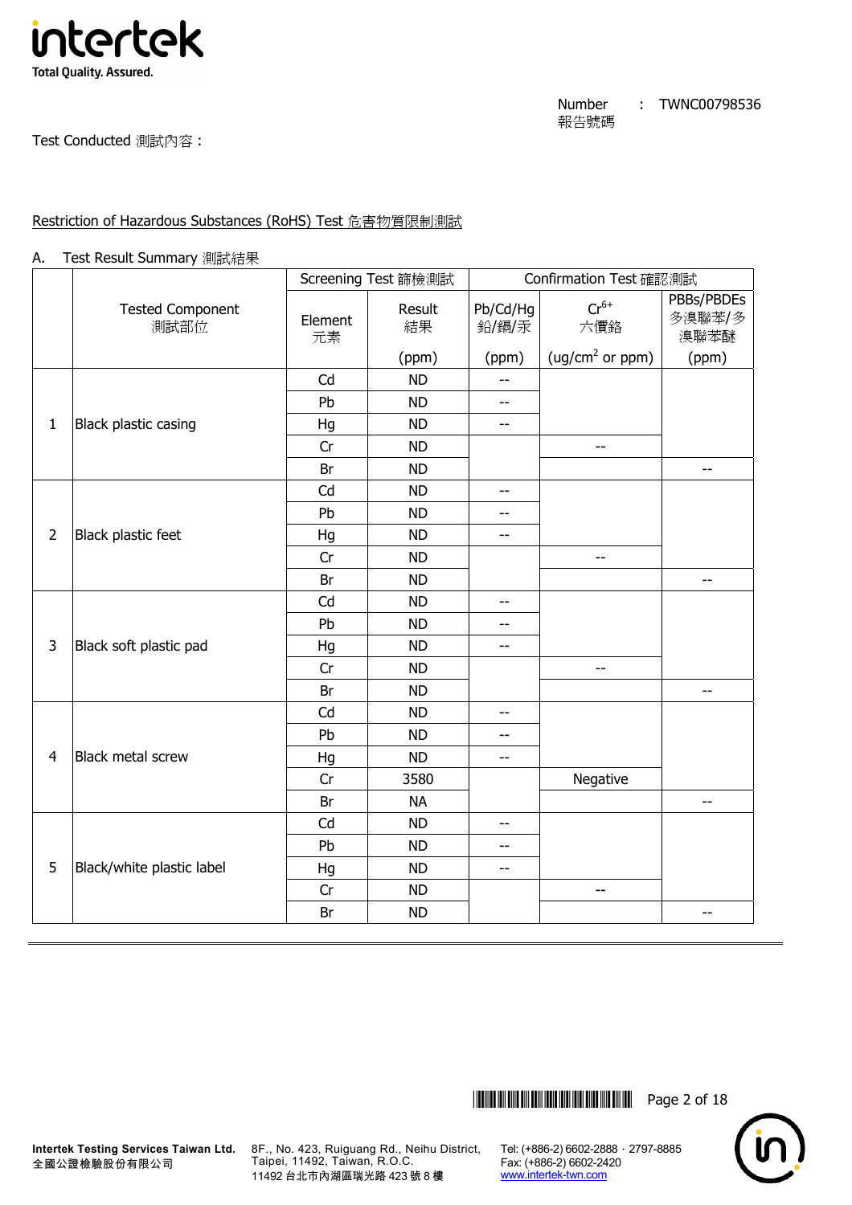Number 報告號碼 : TWNC00798536

Test Conducted 測試內容：

Restriction of Hazardous Substances (RoHS) Test 危害物質限制測試

A. Test Result Summary 測試結果

| | Tested Component 測試部位 | Screening Test 篩檢測試 | | Confirmation Test 確認測試 | | |
|---|---|---|---|---|---|---|
| | | Element 元素 | Result 結果 (ppm) | Pb/Cd/Hg 鉛/鎘/汞 (ppm) | $Cr^{6+}$ 六價鉻 ($ug/cm^2$ or ppm) | PBBs/PBDEs 多溴聯苯/多溴聯苯醚 (ppm) |
| 1 | Black plastic casing | Cd | ND | -- | | |
| | | Pb | ND | -- | | |
| | | Hg | ND | -- | | |
| | | Cr | ND | | -- | |
| | | Br | ND | | | -- |
| 2 | Black plastic feet | Cd | ND | -- | | |
| | | Pb | ND | -- | | |
| | | Hg | ND | -- | | |
| | | Cr | ND | | -- | |
| | | Br | ND | | | -- |
| 3 | Black soft plastic pad | Cd | ND | -- | | |
| | | Pb | ND | -- | | |
| | | Hg | ND | -- | | |
| | | Cr | ND | | -- | |
| | | Br | ND | | | -- |
| 4 | Black metal screw | Cd | ND | -- | | |
| | | Pb | ND | -- | | |
| | | Hg | ND | -- | | |
| | | Cr | 3580 | | Negative | |
| | | Br | NA | | | -- |
| 5 | Black/white plastic label | Cd | ND | -- | | |
| | | Pb | ND | -- | | |
| | | Hg | ND | -- | | |
| | | Cr | ND | | -- | |
| | | Br | ND | | | -- |

Intertek Testing Services Taiwan Ltd.
全國公證檢驗股份有限公司

8F., No. 423, Ruiguang Rd., Neihu District, Taipei, 11492, Taiwan, R.O.C.
11492 台北市內湖區瑞光路 423 號 8 樓

Tel: (+886-2) 6602-2888 · 2797-8885
Fax: (+886-2) 6602-2420
www.intertek-twn.com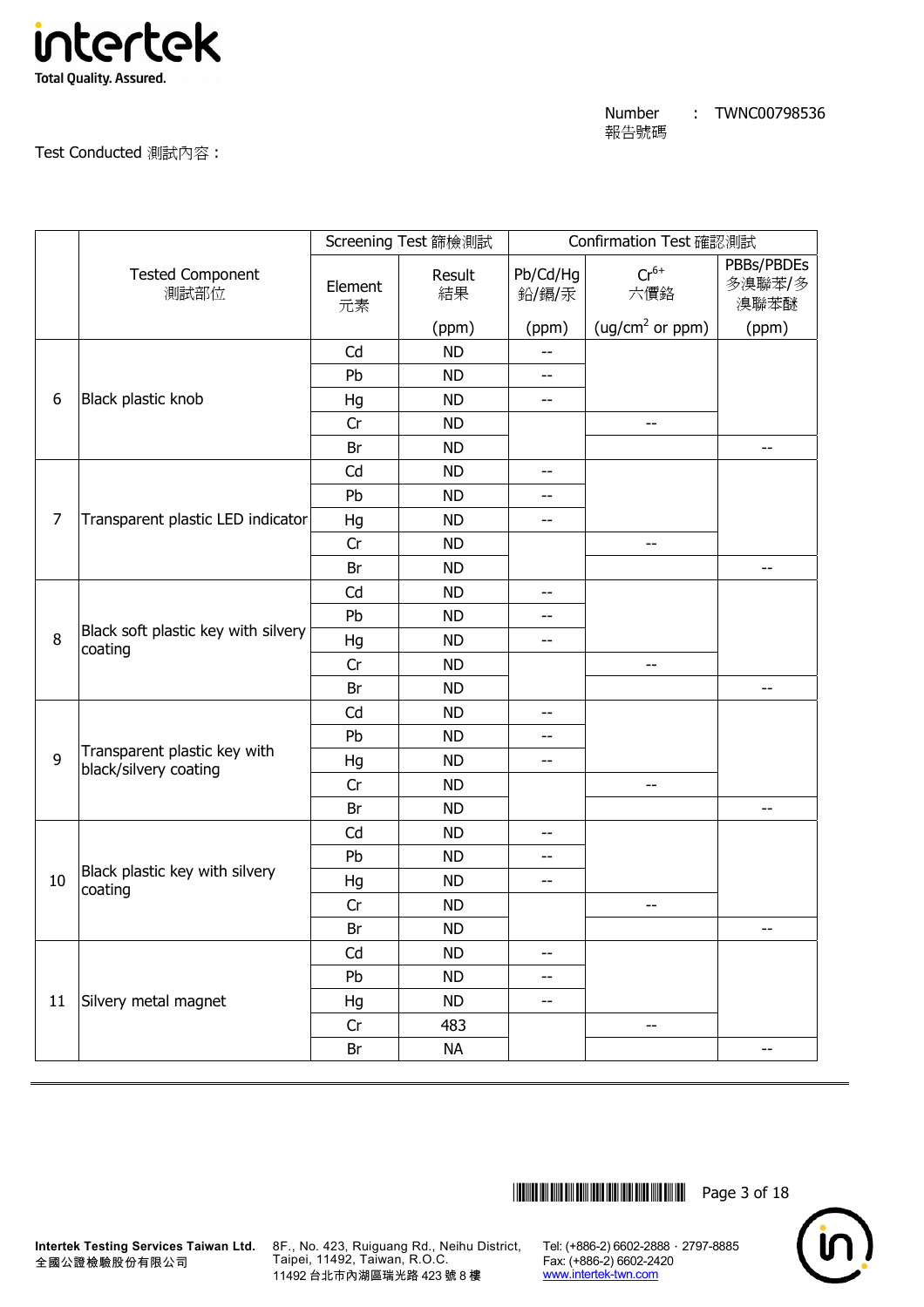Number 報告號碼 : TWNC00798536

Test Conducted 測試內容 :

| | Tested Component 測試部位 | Screening Test 篩檢測試 | | Confirmation Test 確認測試 | | |
|---|---|---|---|---|---|---|
| | | Element 元素 | Result 結果 (ppm) | Pb/Cd/Hg 鉛/鎘/汞 (ppm) | $Cr^{6+}$ 六價鉻 (ug/cm$^2$ or ppm) | PBBs/PBDEs 多溴聯苯/多溴聯苯醚 (ppm) |
| 6 | Black plastic knob | Cd | ND | -- | | |
| | | Pb | ND | -- | | |
| | | Hg | ND | -- | | |
| | | Cr | ND | | -- | |
| | | Br | ND | | | -- |
| 7 | Transparent plastic LED indicator | Cd | ND | -- | | |
| | | Pb | ND | -- | | |
| | | Hg | ND | -- | | |
| | | Cr | ND | | -- | |
| | | Br | ND | | | -- |
| 8 | Black soft plastic key with silvery coating | Cd | ND | -- | | |
| | | Pb | ND | -- | | |
| | | Hg | ND | -- | | |
| | | Cr | ND | | -- | |
| | | Br | ND | | | -- |
| 9 | Transparent plastic key with black/silvery coating | Cd | ND | -- | | |
| | | Pb | ND | -- | | |
| | | Hg | ND | -- | | |
| | | Cr | ND | | -- | |
| | | Br | ND | | | -- |
| 10 | Black plastic key with silvery coating | Cd | ND | -- | | |
| | | Pb | ND | -- | | |
| | | Hg | ND | -- | | |
| | | Cr | ND | | -- | |
| | | Br | ND | | | -- |
| 11 | Silvery metal magnet | Cd | ND | -- | | |
| | | Pb | ND | -- | | |
| | | Hg | ND | -- | | |
| | | Cr | 483 | | -- | |
| | | Br | NA | | | -- |

Intertek Testing Services Taiwan Ltd.
全國公證檢驗股份有限公司

8F., No. 423, Ruiguang Rd., Neihu District, Taipei, 11492, Taiwan, R.O.C.
11492 台北市內湖區瑞光路 423 號 8 樓

Tel: (+886-2) 6602-2888 · 2797-8885
Fax: (+886-2) 6602-2420
www.intertek-twn.com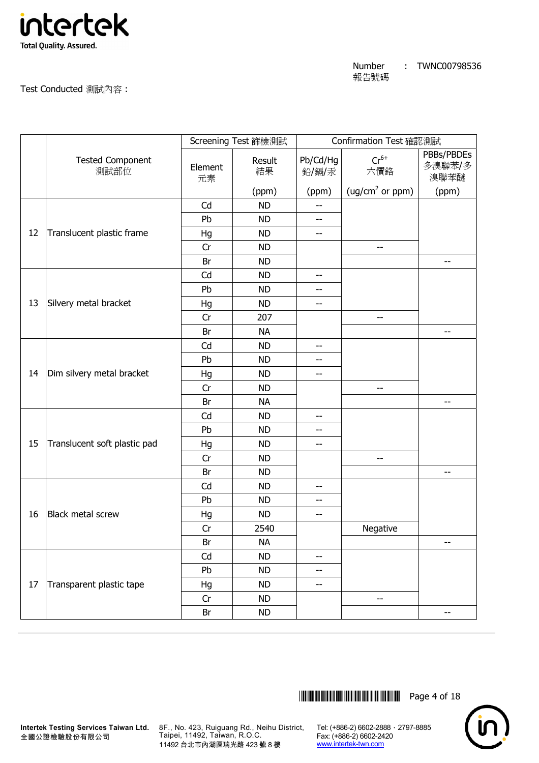Number 報告號碼 : TWNC00798536

Test Conducted 測試內容：

| | Tested Component 測試部位 | Screening Test 篩檢測試 | | Confirmation Test 確認測試 | | |
|---|---|---|---|---|---|---|
| | | Element 元素 | Result 結果 (ppm) | Pb/Cd/Hg 鉛/鎘/汞 (ppm) | $Cr^{6+}$ 六價鉻 (ug/cm$^2$ or ppm) | PBBs/PBDEs 多溴聯苯/多溴聯苯醚 (ppm) |
| 12 | Translucent plastic frame | Cd | ND | -- | | |
| | | Pb | ND | -- | | |
| | | Hg | ND | -- | | |
| | | Cr | ND | | -- | |
| | | Br | ND | | | -- |
| 13 | Silvery metal bracket | Cd | ND | -- | | |
| | | Pb | ND | -- | | |
| | | Hg | ND | -- | | |
| | | Cr | 207 | | -- | |
| | | Br | NA | | | -- |
| 14 | Dim silvery metal bracket | Cd | ND | -- | | |
| | | Pb | ND | -- | | |
| | | Hg | ND | -- | | |
| | | Cr | ND | | -- | |
| | | Br | NA | | | -- |
| 15 | Translucent soft plastic pad | Cd | ND | -- | | |
| | | Pb | ND | -- | | |
| | | Hg | ND | -- | | |
| | | Cr | ND | | -- | |
| | | Br | ND | | | -- |
| 16 | Black metal screw | Cd | ND | -- | | |
| | | Pb | ND | -- | | |
| | | Hg | ND | -- | | |
| | | Cr | 2540 | | Negative | |
| | | Br | NA | | | -- |
| 17 | Transparent plastic tape | Cd | ND | -- | | |
| | | Pb | ND | -- | | |
| | | Hg | ND | -- | | |
| | | Cr | ND | | -- | |
| | | Br | ND | | | -- |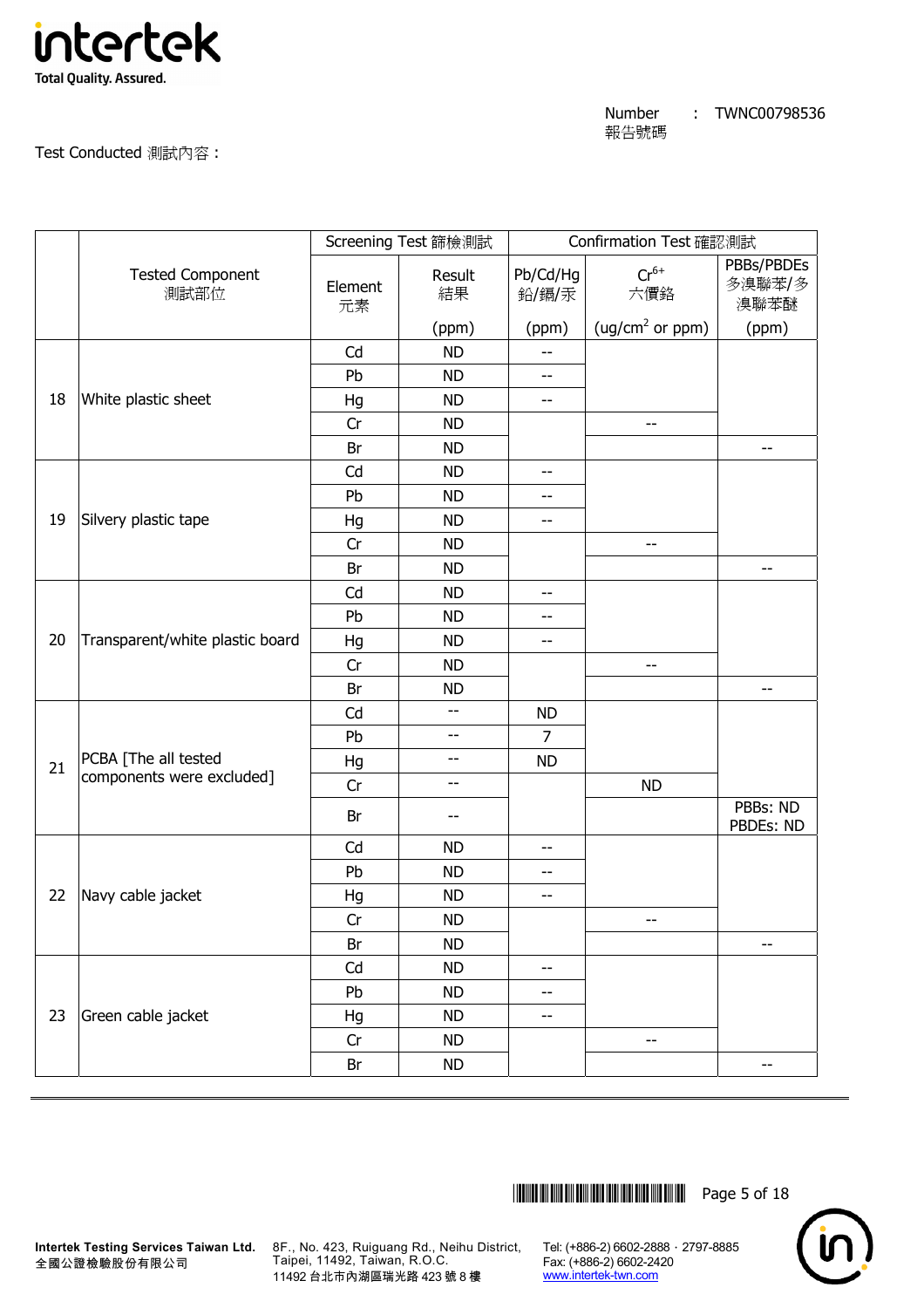Number 報告號碼 : TWNC00798536

Test Conducted 測試內容 :

| | Tested Component 測試部位 | Screening Test 篩檢測試 | | Confirmation Test 確認測試 | | |
|---|---|---|---|---|---|---|
| | | Element 元素 | Result 結果 (ppm) | Pb/Cd/Hg 鉛/鎘/汞 (ppm) | $Cr^{6+}$ 六價鉻 ($ug/cm^2$ or ppm) | PBBs/PBDEs 多溴聯苯/多溴聯苯醚 (ppm) |
| 18 | White plastic sheet | Cd | ND | -- | | |
| | | Pb | ND | -- | | |
| | | Hg | ND | -- | | |
| | | Cr | ND | | -- | |
| | | Br | ND | | | -- |
| 19 | Silvery plastic tape | Cd | ND | -- | | |
| | | Pb | ND | -- | | |
| | | Hg | ND | -- | | |
| | | Cr | ND | | -- | |
| | | Br | ND | | | -- |
| 20 | Transparent/white plastic board | Cd | ND | -- | | |
| | | Pb | ND | -- | | |
| | | Hg | ND | -- | | |
| | | Cr | ND | | -- | |
| | | Br | ND | | | -- |
| 21 | PCBA [The all tested components were excluded] | Cd | -- | ND | | |
| | | Pb | -- | 7 | | |
| | | Hg | -- | ND | | |
| | | Cr | -- | | ND | |
| | | Br | -- | | | PBBs: ND PBDEs: ND |
| 22 | Navy cable jacket | Cd | ND | -- | | |
| | | Pb | ND | -- | | |
| | | Hg | ND | -- | | |
| | | Cr | ND | | -- | |
| | | Br | ND | | | -- |
| 23 | Green cable jacket | Cd | ND | -- | | |
| | | Pb | ND | -- | | |
| | | Hg | ND | -- | | |
| | | Cr | ND | | -- | |
| | | Br | ND | | | -- |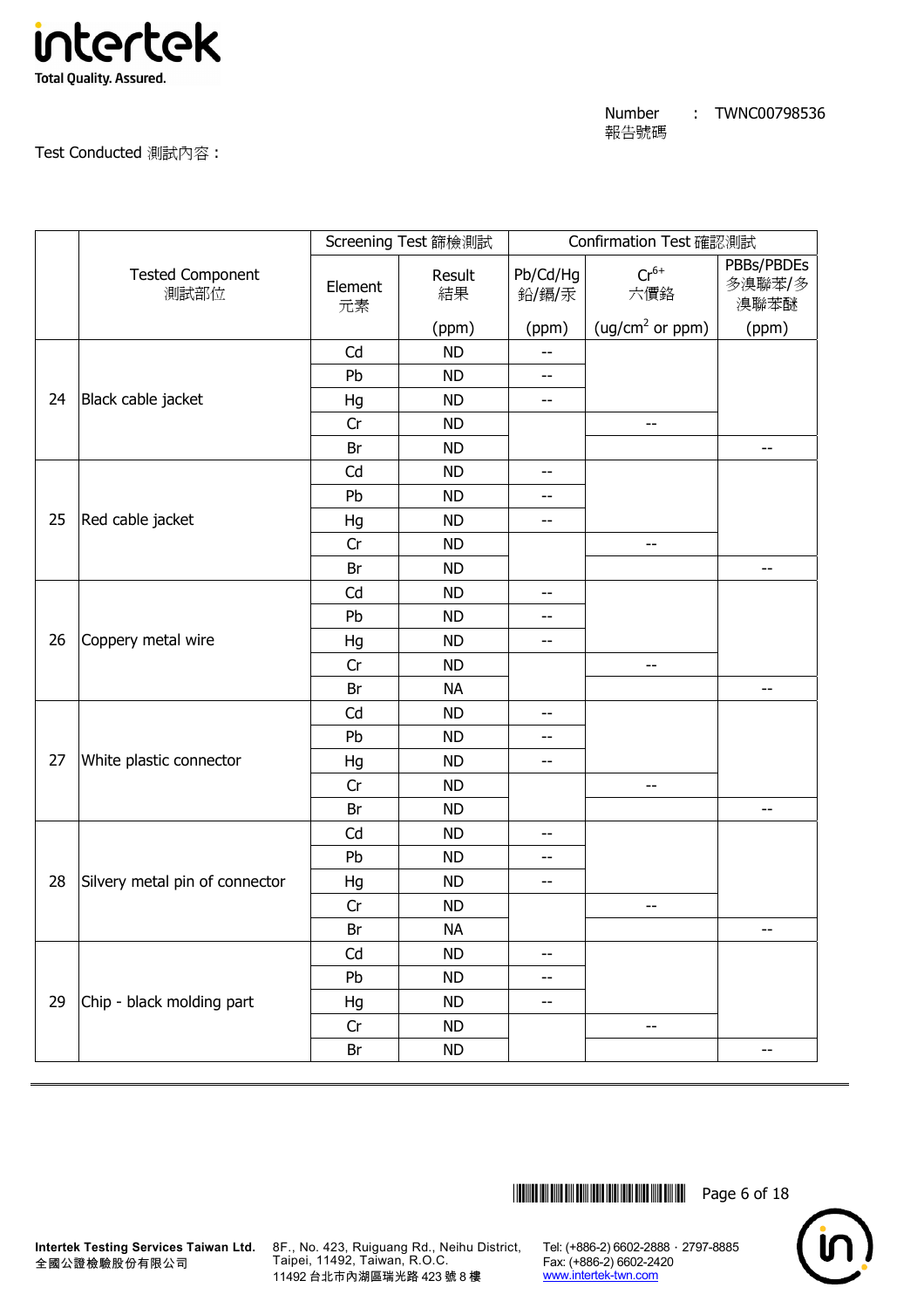Number 報告號碼 : TWNC00798536

Test Conducted 測試內容：

| | Tested Component 測試部位 | Screening Test 篩檢測試 | | Confirmation Test 確認測試 | | |
|---|---|---|---|---|---|---|
| | | Element 元素 | Result 結果 (ppm) | Pb/Cd/Hg 鉛/鎘/汞 (ppm) | $Cr^{6+}$ 六價鉻 (ug/cm$^2$ or ppm) | PBBs/PBDEs 多溴聯苯/多溴聯苯醚 (ppm) |
| 24 | Black cable jacket | Cd | ND | -- | | |
| | | Pb | ND | -- | | |
| | | Hg | ND | -- | | |
| | | Cr | ND | | -- | |
| | | Br | ND | | | -- |
| 25 | Red cable jacket | Cd | ND | -- | | |
| | | Pb | ND | -- | | |
| | | Hg | ND | -- | | |
| | | Cr | ND | | -- | |
| | | Br | ND | | | -- |
| 26 | Coppery metal wire | Cd | ND | -- | | |
| | | Pb | ND | -- | | |
| | | Hg | ND | -- | | |
| | | Cr | ND | | -- | |
| | | Br | NA | | | -- |
| 27 | White plastic connector | Cd | ND | -- | | |
| | | Pb | ND | -- | | |
| | | Hg | ND | -- | | |
| | | Cr | ND | | -- | |
| | | Br | ND | | | -- |
| 28 | Silvery metal pin of connector | Cd | ND | -- | | |
| | | Pb | ND | -- | | |
| | | Hg | ND | -- | | |
| | | Cr | ND | | -- | |
| | | Br | NA | | | -- |
| 29 | Chip - black molding part | Cd | ND | -- | | |
| | | Pb | ND | -- | | |
| | | Hg | ND | -- | | |
| | | Cr | ND | | -- | |
| | | Br | ND | | | -- |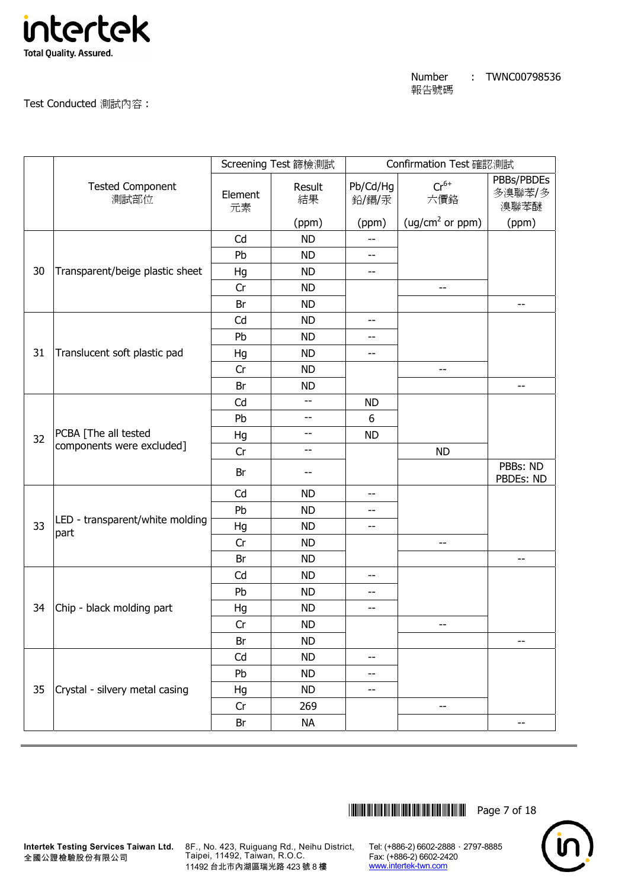Number 報告號碼 : TWNC00798536

Test Conducted 測試內容 :

| | Tested Component 測試部位 | Screening Test 篩檢測試 | | Confirmation Test 確認測試 | | |
|---|---|---|---|---|---|---|
| | | Element 元素 | Result 結果 (ppm) | Pb/Cd/Hg 鉛/鎘/汞 (ppm) | $Cr^{6+}$ 六價鉻 (ug/cm$^2$ or ppm) | PBBs/PBDEs 多溴聯苯/多溴聯苯醚 (ppm) |
| 30 | Transparent/beige plastic sheet | Cd | ND | -- | | |
| | | Pb | ND | -- | | |
| | | Hg | ND | -- | | |
| | | Cr | ND | | -- | |
| | | Br | ND | | | -- |
| 31 | Translucent soft plastic pad | Cd | ND | -- | | |
| | | Pb | ND | -- | | |
| | | Hg | ND | -- | | |
| | | Cr | ND | | -- | |
| | | Br | ND | | | -- |
| 32 | PCBA [The all tested components were excluded] | Cd | -- | ND | | |
| | | Pb | -- | 6 | | |
| | | Hg | -- | ND | | |
| | | Cr | -- | | ND | |
| | | Br | -- | | | PBBs: ND PBDEs: ND |
| 33 | LED - transparent/white molding part | Cd | ND | -- | | |
| | | Pb | ND | -- | | |
| | | Hg | ND | -- | | |
| | | Cr | ND | | -- | |
| | | Br | ND | | | -- |
| 34 | Chip - black molding part | Cd | ND | -- | | |
| | | Pb | ND | -- | | |
| | | Hg | ND | -- | | |
| | | Cr | ND | | -- | |
| | | Br | ND | | | -- |
| 35 | Crystal - silvery metal casing | Cd | ND | -- | | |
| | | Pb | ND | -- | | |
| | | Hg | ND | -- | | |
| | | Cr | 269 | | -- | |
| | | Br | NA | | | -- |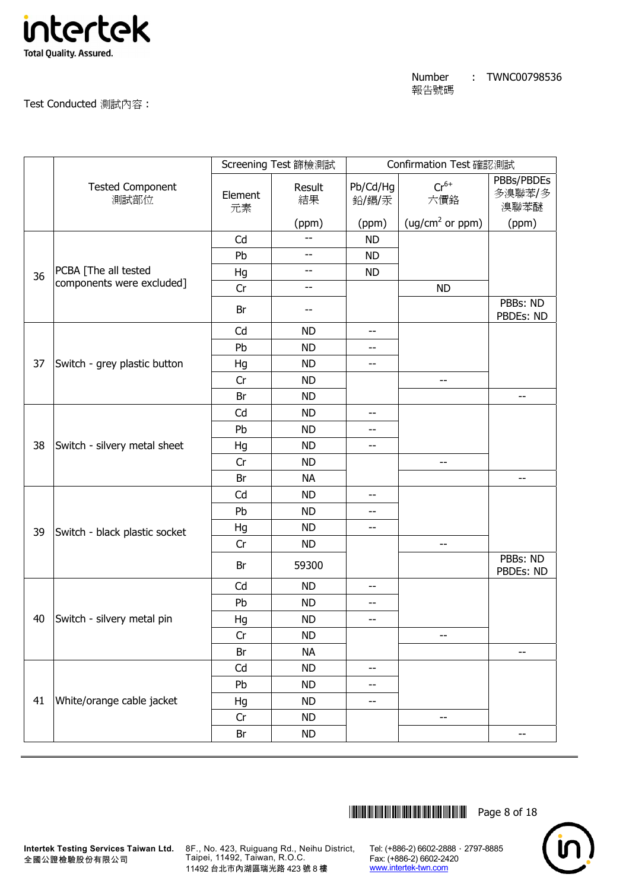Number 報告號碼 : TWNC00798536

Test Conducted 測試內容：

| | Tested Component 測試部位 | Screening Test 篩檢測試 | | Confirmation Test 確認測試 | | |
|---|---|---|---|---|---|---|
| | | Element 元素 | Result 結果 (ppm) | Pb/Cd/Hg 鉛/鎘/汞 (ppm) | $Cr^{6+}$ 六價鉻 ($ug/cm^2$ or ppm) | PBBs/PBDEs 多溴聯苯/多溴聯苯醚 (ppm) |
| 36 | PCBA [The all tested components were excluded] | Cd | -- | ND | | |
| | | Pb | -- | ND | | |
| | | Hg | -- | ND | | |
| | | Cr | -- | | ND | |
| | | Br | -- | | | PBBs: ND PBDEs: ND |
| 37 | Switch - grey plastic button | Cd | ND | -- | | |
| | | Pb | ND | -- | | |
| | | Hg | ND | -- | | |
| | | Cr | ND | | -- | |
| | | Br | ND | | | -- |
| 38 | Switch - silvery metal sheet | Cd | ND | -- | | |
| | | Pb | ND | -- | | |
| | | Hg | ND | -- | | |
| | | Cr | ND | | -- | |
| | | Br | NA | | | -- |
| 39 | Switch - black plastic socket | Cd | ND | -- | | |
| | | Pb | ND | -- | | |
| | | Hg | ND | -- | | |
| | | Cr | ND | | -- | |
| | | Br | 59300 | | | PBBs: ND PBDEs: ND |
| 40 | Switch - silvery metal pin | Cd | ND | -- | | |
| | | Pb | ND | -- | | |
| | | Hg | ND | -- | | |
| | | Cr | ND | | -- | |
| | | Br | NA | | | -- |
| 41 | White/orange cable jacket | Cd | ND | -- | | |
| | | Pb | ND | -- | | |
| | | Hg | ND | -- | | |
| | | Cr | ND | | -- | |
| | | Br | ND | | | -- |

**Intertek Testing Services Taiwan Ltd.**
全國公證檢驗股份有限公司

8F., No. 423, Ruiguang Rd., Neihu District, Taipei, 11492, Taiwan, R.O.C.
11492 台北市內湖區瑞光路 423 號 8 樓

Tel: (+886-2) 6602-2888 · 2797-8885
Fax: (+886-2) 6602-2420
www.intertek-twn.com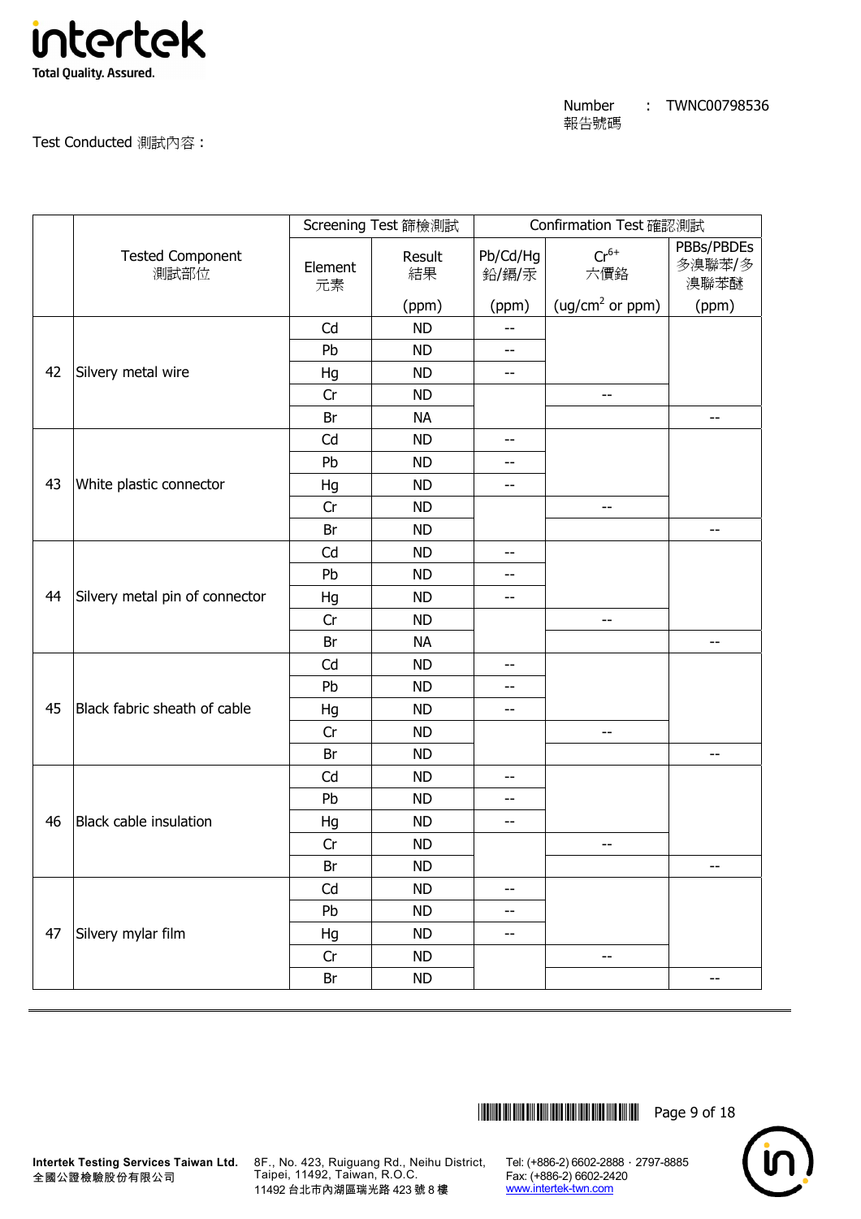Number 報告號碼 : TWNC00798536

Test Conducted 測試內容：

| | Tested Component 測試部位 | Screening Test 篩檢測試 | | Confirmation Test 確認測試 | | |
|---|---|---|---|---|---|---|
| | | Element 元素 | Result 結果 (ppm) | Pb/Cd/Hg 鉛/鎘/汞 (ppm) | $Cr^{6+}$ 六價鉻 ($ug/cm^2$ or ppm) | PBBs/PBDEs 多溴聯苯/多溴聯苯醚 (ppm) |
| 42 | Silvery metal wire | Cd | ND | -- | | |
| | | Pb | ND | -- | | |
| | | Hg | ND | -- | | |
| | | Cr | ND | | -- | |
| | | Br | NA | | | -- |
| 43 | White plastic connector | Cd | ND | -- | | |
| | | Pb | ND | -- | | |
| | | Hg | ND | -- | | |
| | | Cr | ND | | -- | |
| | | Br | ND | | | -- |
| 44 | Silvery metal pin of connector | Cd | ND | -- | | |
| | | Pb | ND | -- | | |
| | | Hg | ND | -- | | |
| | | Cr | ND | | -- | |
| | | Br | NA | | | -- |
| 45 | Black fabric sheath of cable | Cd | ND | -- | | |
| | | Pb | ND | -- | | |
| | | Hg | ND | -- | | |
| | | Cr | ND | | -- | |
| | | Br | ND | | | -- |
| 46 | Black cable insulation | Cd | ND | -- | | |
| | | Pb | ND | -- | | |
| | | Hg | ND | -- | | |
| | | Cr | ND | | -- | |
| | | Br | ND | | | -- |
| 47 | Silvery mylar film | Cd | ND | -- | | |
| | | Pb | ND | -- | | |
| | | Hg | ND | -- | | |
| | | Cr | ND | | -- | |
| | | Br | ND | | | -- |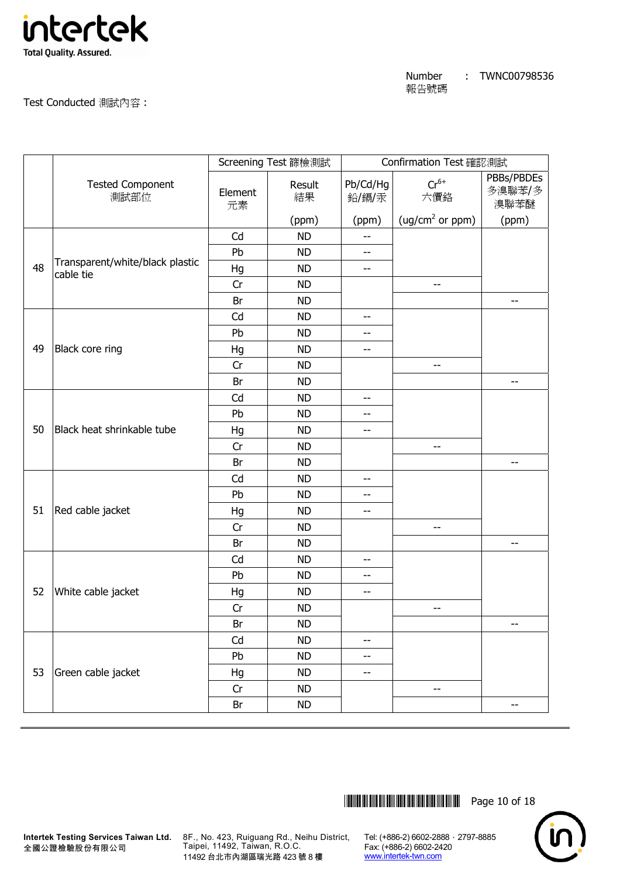Number 報告號碼 : TWNC00798536

Test Conducted 測試內容 :

| | Tested Component 測試部位 | Screening Test 篩檢測試 | | Confirmation Test 確認測試 | | |
|---|---|---|---|---|---|---|
| | | Element 元素 | Result 結果 (ppm) | Pb/Cd/Hg 鉛/鎘/汞 (ppm) | $Cr^{6+}$ 六價鉻 (ug/cm$^2$ or ppm) | PBBs/PBDEs 多溴聯苯/多溴聯苯醚 (ppm) |
| 48 | Transparent/white/black plastic cable tie | Cd | ND | -- | | |
| | | Pb | ND | -- | | |
| | | Hg | ND | -- | | |
| | | Cr | ND | | -- | |
| | | Br | ND | | | -- |
| 49 | Black core ring | Cd | ND | -- | | |
| | | Pb | ND | -- | | |
| | | Hg | ND | -- | | |
| | | Cr | ND | | -- | |
| | | Br | ND | | | -- |
| 50 | Black heat shrinkable tube | Cd | ND | -- | | |
| | | Pb | ND | -- | | |
| | | Hg | ND | -- | | |
| | | Cr | ND | | -- | |
| | | Br | ND | | | -- |
| 51 | Red cable jacket | Cd | ND | -- | | |
| | | Pb | ND | -- | | |
| | | Hg | ND | -- | | |
| | | Cr | ND | | -- | |
| | | Br | ND | | | -- |
| 52 | White cable jacket | Cd | ND | -- | | |
| | | Pb | ND | -- | | |
| | | Hg | ND | -- | | |
| | | Cr | ND | | -- | |
| | | Br | ND | | | -- |
| 53 | Green cable jacket | Cd | ND | -- | | |
| | | Pb | ND | -- | | |
| | | Hg | ND | -- | | |
| | | Cr | ND | | -- | |
| | | Br | ND | | | -- |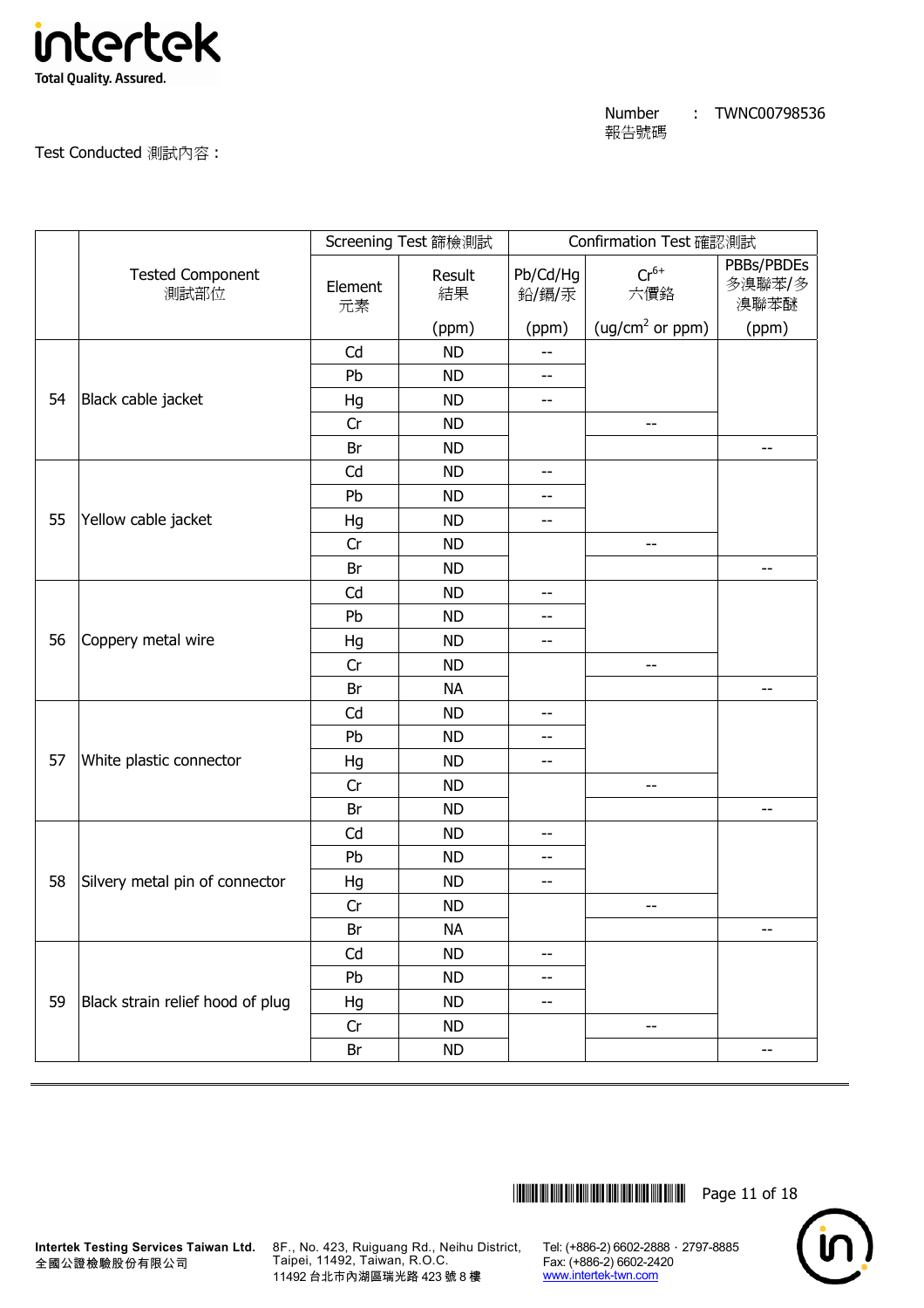Number 報告號碼 : TWNC00798536

Test Conducted 測試內容：

| | Tested Component 測試部位 | Screening Test 篩檢測試 | | Confirmation Test 確認測試 | | |
|---|---|---|---|---|---|---|
| | | Element 元素 | Result 結果 (ppm) | Pb/Cd/Hg 鉛/鎘/汞 (ppm) | $Cr^{6+}$ 六價鉻 ($ug/cm^2$ or ppm) | PBBs/PBDEs 多溴聯苯/多溴聯苯醚 (ppm) |
| 54 | Black cable jacket | Cd | ND | -- | | |
| | | Pb | ND | -- | | |
| | | Hg | ND | -- | | |
| | | Cr | ND | | -- | |
| | | Br | ND | | | -- |
| 55 | Yellow cable jacket | Cd | ND | -- | | |
| | | Pb | ND | -- | | |
| | | Hg | ND | -- | | |
| | | Cr | ND | | -- | |
| | | Br | ND | | | -- |
| 56 | Coppery metal wire | Cd | ND | -- | | |
| | | Pb | ND | -- | | |
| | | Hg | ND | -- | | |
| | | Cr | ND | | -- | |
| | | Br | NA | | | -- |
| 57 | White plastic connector | Cd | ND | -- | | |
| | | Pb | ND | -- | | |
| | | Hg | ND | -- | | |
| | | Cr | ND | | -- | |
| | | Br | ND | | | -- |
| 58 | Silvery metal pin of connector | Cd | ND | -- | | |
| | | Pb | ND | -- | | |
| | | Hg | ND | -- | | |
| | | Cr | ND | | -- | |
| | | Br | NA | | | -- |
| 59 | Black strain relief hood of plug | Cd | ND | -- | | |
| | | Pb | ND | -- | | |
| | | Hg | ND | -- | | |
| | | Cr | ND | | -- | |
| | | Br | ND | | | -- |

**Intertek Testing Services Taiwan Ltd.**
全國公證檢驗股份有限公司
8F., No. 423, Ruiguang Rd., Neihu District, Taipei, 11492, Taiwan, R.O.C.
11492 台北市內湖區瑞光路 423 號 8 樓
Tel: (+886-2) 6602-2888 · 2797-8885
Fax: (+886-2) 6602-2420
www.intertek-twn.com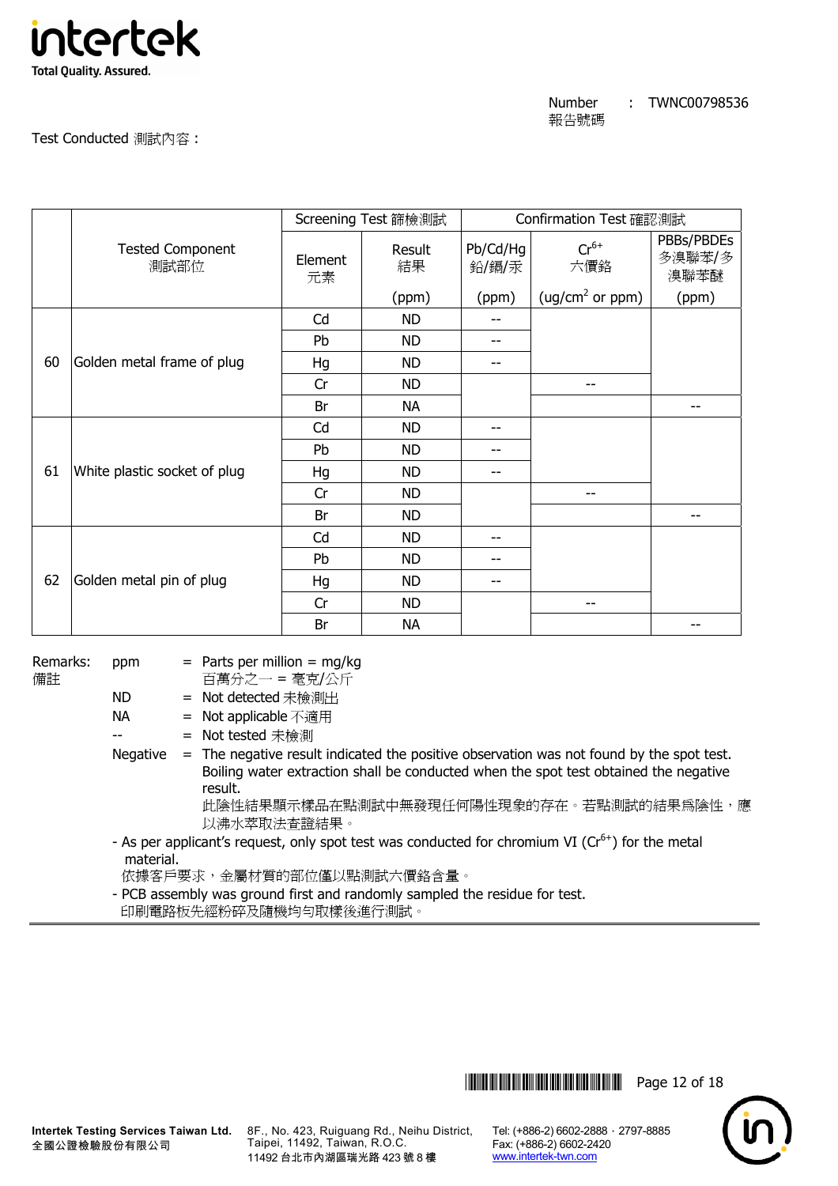Number 報告號碼 : TWNC00798536

Test Conducted 測試內容 :

| | Tested Component 測試部位 | Screening Test 篩檢測試 | | Confirmation Test 確認測試 | | |
|---|---|---|---|---|---|---|
| | | Element 元素 | Result 結果 (ppm) | Pb/Cd/Hg 鉛/鎘/汞 (ppm) | $Cr^{6+}$ 六價鉻 (ug/cm² or ppm) | PBBs/PBDEs 多溴聯苯/多溴聯苯醚 (ppm) |
| 60 | Golden metal frame of plug | Cd | ND | -- | | |
| | | Pb | ND | -- | | |
| | | Hg | ND | -- | | |
| | | Cr | ND | | -- | |
| | | Br | NA | | | -- |
| 61 | White plastic socket of plug | Cd | ND | -- | | |
| | | Pb | ND | -- | | |
| | | Hg | ND | -- | | |
| | | Cr | ND | | -- | |
| | | Br | ND | | | -- |
| 62 | Golden metal pin of plug | Cd | ND | -- | | |
| | | Pb | ND | -- | | |
| | | Hg | ND | -- | | |
| | | Cr | ND | | -- | |
| | | Br | NA | | | -- |

Remarks: 備註

- ppm = Parts per million = mg/kg 百萬分之一 = 毫克/公斤
- ND = Not detected 未檢測出
- NA = Not applicable 不適用
- -- = Not tested 未檢測
- Negative = The negative result indicated the positive observation was not found by the spot test. Boiling water extraction shall be conducted when the spot test obtained the negative result.
  此陰性結果顯示樣品在點測試中無發現任何陽性現象的存在。若點測試的結果爲陰性，應以沸水萃取法查證結果。

- As per applicant's request, only spot test was conducted for chromium VI ($Cr^{6+}$) for the metal material.
  依據客戶要求，金屬材質的部位僅以點測試六價鉻含量。
- PCB assembly was ground first and randomly sampled the residue for test.
  印刷電路板先經粉碎及隨機均勻取樣後進行測試。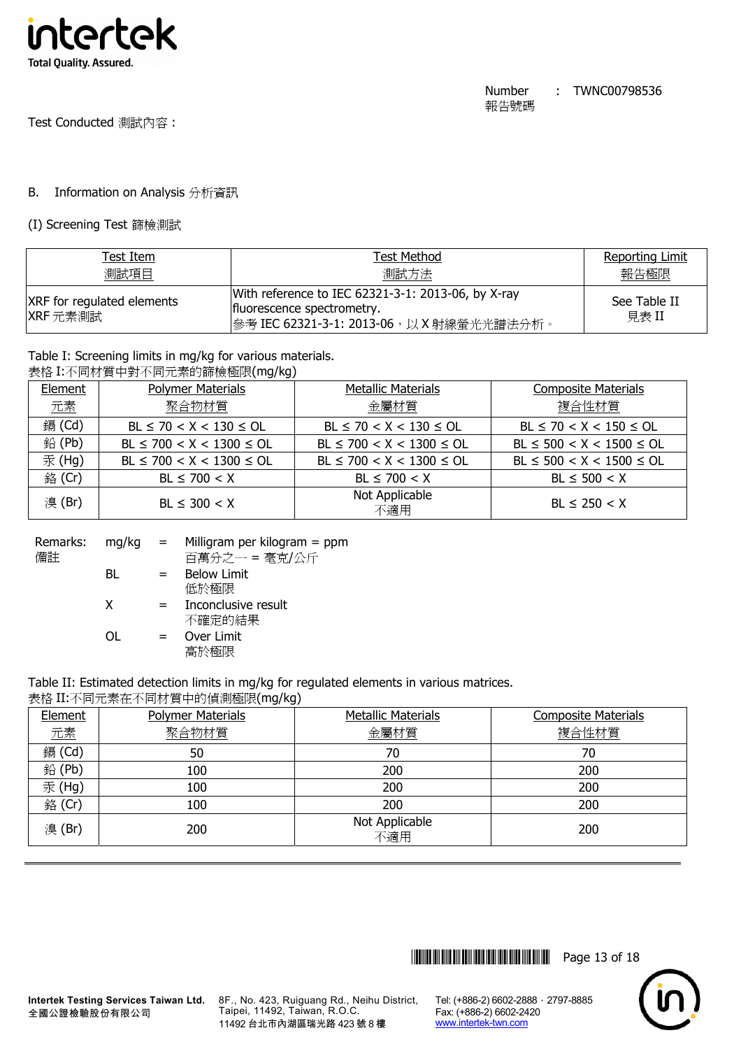Number 報告號碼 : TWNC00798536

Test Conducted 測試內容：

B. Information on Analysis 分析資訊

(I) Screening Test 篩檢測試

| Test Item 測試項目 | Test Method 測試方法 | Reporting Limit 報告極限 |
|---|---|---|
| XRF for regulated elements XRF 元素測試 | With reference to IEC 62321-3-1: 2013-06, by X-ray fluorescence spectrometry. 參考 IEC 62321-3-1: 2013-06，以 X 射線螢光光譜法分析。 | See Table II 見表 II |

Table I: Screening limits in mg/kg for various materials.
表格 I:不同材質中對不同元素的篩檢極限(mg/kg)

| Element 元素 | Polymer Materials 聚合物材質 | Metallic Materials 金屬材質 | Composite Materials 複合性材質 |
|---|---|---|---|
| 鎘 (Cd) | BL ≤ 70 < X < 130 ≤ OL | BL ≤ 70 < X < 130 ≤ OL | BL ≤ 70 < X < 150 ≤ OL |
| 鉛 (Pb) | BL ≤ 700 < X < 1300 ≤ OL | BL ≤ 700 < X < 1300 ≤ OL | BL ≤ 500 < X < 1500 ≤ OL |
| 汞 (Hg) | BL ≤ 700 < X < 1300 ≤ OL | BL ≤ 700 < X < 1300 ≤ OL | BL ≤ 500 < X < 1500 ≤ OL |
| 鉻 (Cr) | BL ≤ 700 < X | BL ≤ 700 < X | BL ≤ 500 < X |
| 溴 (Br) | BL ≤ 300 < X | Not Applicable 不適用 | BL ≤ 250 < X |

Remarks: 備註

- mg/kg = Milligram per kilogram = ppm 百萬分之一 = 毫克/公斤
- BL = Below Limit 低於極限
- X = Inconclusive result 不確定的結果
- OL = Over Limit 高於極限

Table II: Estimated detection limits in mg/kg for regulated elements in various matrices.
表格 II:不同元素在不同材質中的偵測極限(mg/kg)

| Element 元素 | Polymer Materials 聚合物材質 | Metallic Materials 金屬材質 | Composite Materials 複合性材質 |
|---|---|---|---|
| 鎘 (Cd) | 50 | 70 | 70 |
| 鉛 (Pb) | 100 | 200 | 200 |
| 汞 (Hg) | 100 | 200 | 200 |
| 鉻 (Cr) | 100 | 200 | 200 |
| 溴 (Br) | 200 | Not Applicable 不適用 | 200 |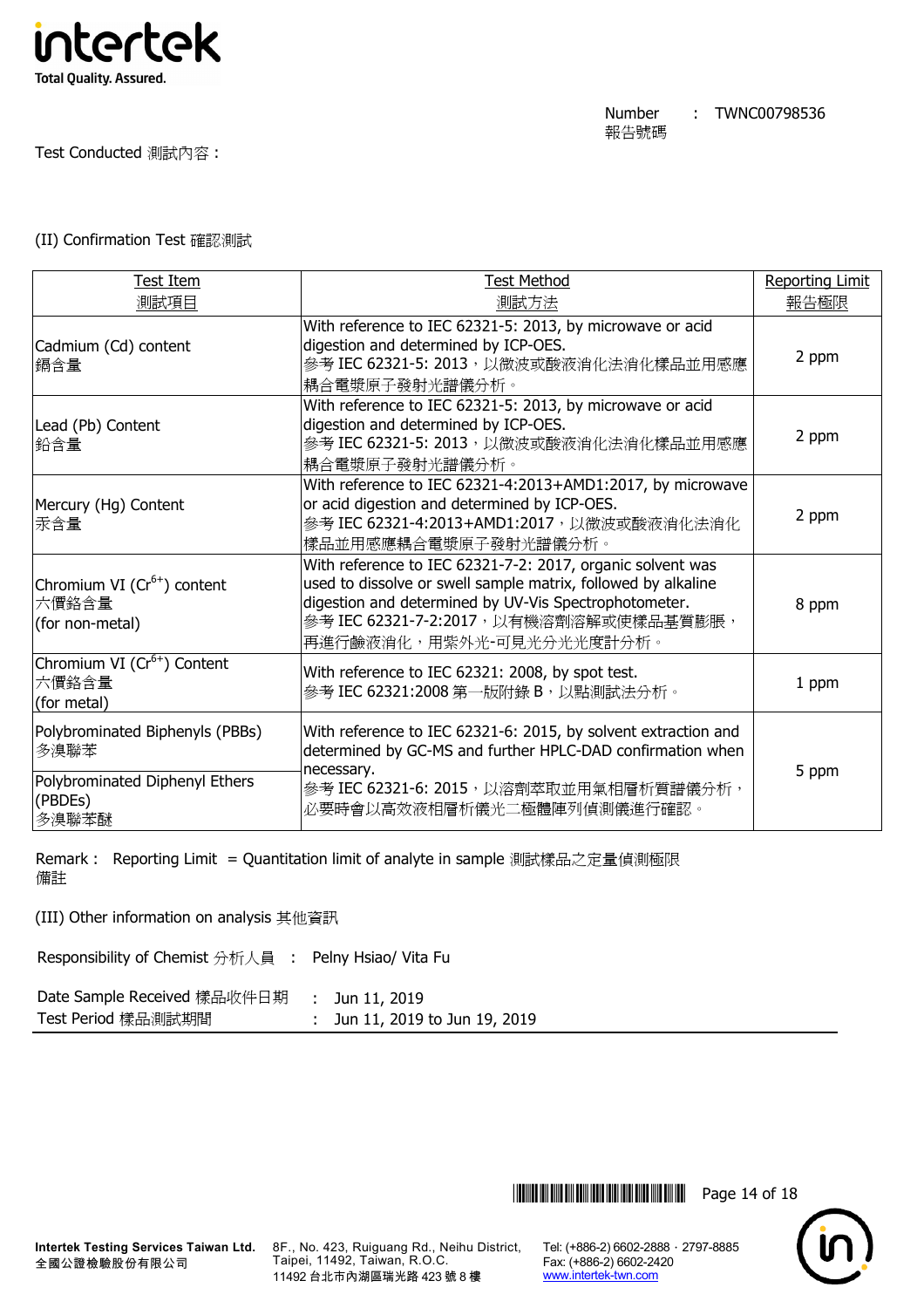Number 報告號碼 : TWNC00798536

Test Conducted 測試內容 :

(II) Confirmation Test 確認測試

| Test Item<br>測試項目 | Test Method<br>測試方法 | Reporting Limit<br>報告極限 |
|---|---|---|
| Cadmium (Cd) content<br>鎘含量 | With reference to IEC 62321-5: 2013, by microwave or acid digestion and determined by ICP-OES.<br>參考 IEC 62321-5: 2013，以微波或酸液消化法消化樣品並用感應耦合電漿原子發射光譜儀分析。 | 2 ppm |
| Lead (Pb) Content<br>鉛含量 | With reference to IEC 62321-5: 2013, by microwave or acid digestion and determined by ICP-OES.<br>參考 IEC 62321-5: 2013，以微波或酸液消化法消化樣品並用感應耦合電漿原子發射光譜儀分析。 | 2 ppm |
| Mercury (Hg) Content<br>汞含量 | With reference to IEC 62321-4:2013+AMD1:2017, by microwave or acid digestion and determined by ICP-OES.<br>參考 IEC 62321-4:2013+AMD1:2017，以微波或酸液消化法消化樣品並用感應耦合電漿原子發射光譜儀分析。 | 2 ppm |
| Chromium VI ($Cr^{6+}$) content<br>六價鉻含量<br>(for non-metal) | With reference to IEC 62321-7-2: 2017, organic solvent was used to dissolve or swell sample matrix, followed by alkaline digestion and determined by UV-Vis Spectrophotometer.<br>參考 IEC 62321-7-2:2017，以有機溶劑溶解或使樣品基質膨脹，再進行鹼液消化，用紫外光-可見光分光光度計分析。 | 8 ppm |
| Chromium VI ($Cr^{6+}$) Content<br>六價鉻含量<br>(for metal) | With reference to IEC 62321: 2008, by spot test.<br>參考 IEC 62321:2008 第一版附錄 B，以點測試法分析。 | 1 ppm |
| Polybrominated Biphenyls (PBBs)<br>多溴聯苯 | With reference to IEC 62321-6: 2015, by solvent extraction and determined by GC-MS and further HPLC-DAD confirmation when necessary.<br>參考 IEC 62321-6: 2015，以溶劑萃取並用氣相層析質譜儀分析，必要時會以高效液相層析儀光二極體陣列偵測儀進行確認。 | 5 ppm |
| Polybrominated Diphenyl Ethers (PBDEs)<br>多溴聯苯醚 | | |

Remark : Reporting Limit = Quantitation limit of analyte in sample 測試樣品之定量偵測極限
備註

(III) Other information on analysis 其他資訊

Responsibility of Chemist 分析人員 : Pelny Hsiao/ Vita Fu

Date Sample Received 樣品收件日期 : Jun 11, 2019
Test Period 樣品測試期間 : Jun 11, 2019 to Jun 19, 2019

**Intertek Testing Services Taiwan Ltd.**
全國公證檢驗股份有限公司
8F., No. 423, Ruiguang Rd., Neihu District, Taipei, 11492, Taiwan, R.O.C.
11492 台北市內湖區瑞光路 423 號 8 樓
Tel: (+886-2) 6602-2888 · 2797-8885
Fax: (+886-2) 6602-2420
www.intertek-twn.com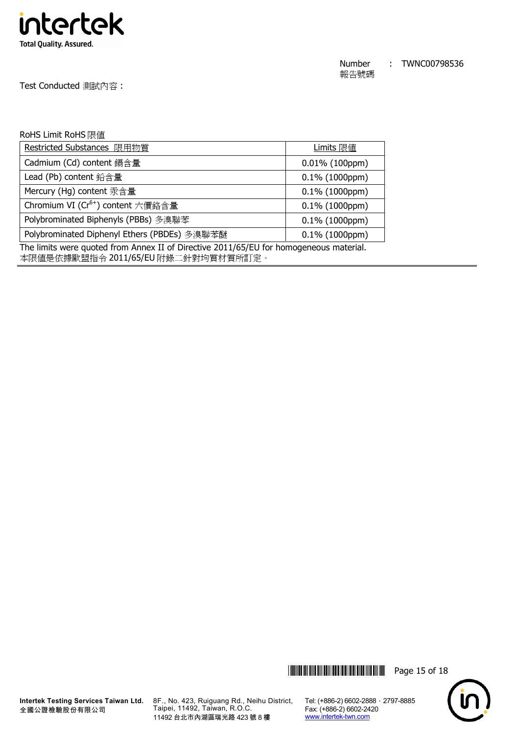Number 報告號碼 : TWNC00798536

Test Conducted 測試內容 :

RoHS Limit RoHS 限值

| Restricted Substances 限用物質 | Limits 限值 |
|---|---|
| Cadmium (Cd) content 鎘含量 | 0.01% (100ppm) |
| Lead (Pb) content 鉛含量 | 0.1% (1000ppm) |
| Mercury (Hg) content 汞含量 | 0.1% (1000ppm) |
| Chromium VI ($Cr^{6+}$) content 六價鉻含量 | 0.1% (1000ppm) |
| Polybrominated Biphenyls (PBBs) 多溴聯苯 | 0.1% (1000ppm) |
| Polybrominated Diphenyl Ethers (PBDEs) 多溴聯苯醚 | 0.1% (1000ppm) |

The limits were quoted from Annex II of Directive 2011/65/EU for homogeneous material.
本限值是依據歐盟指令 2011/65/EU 附錄二針對均質材質所訂定。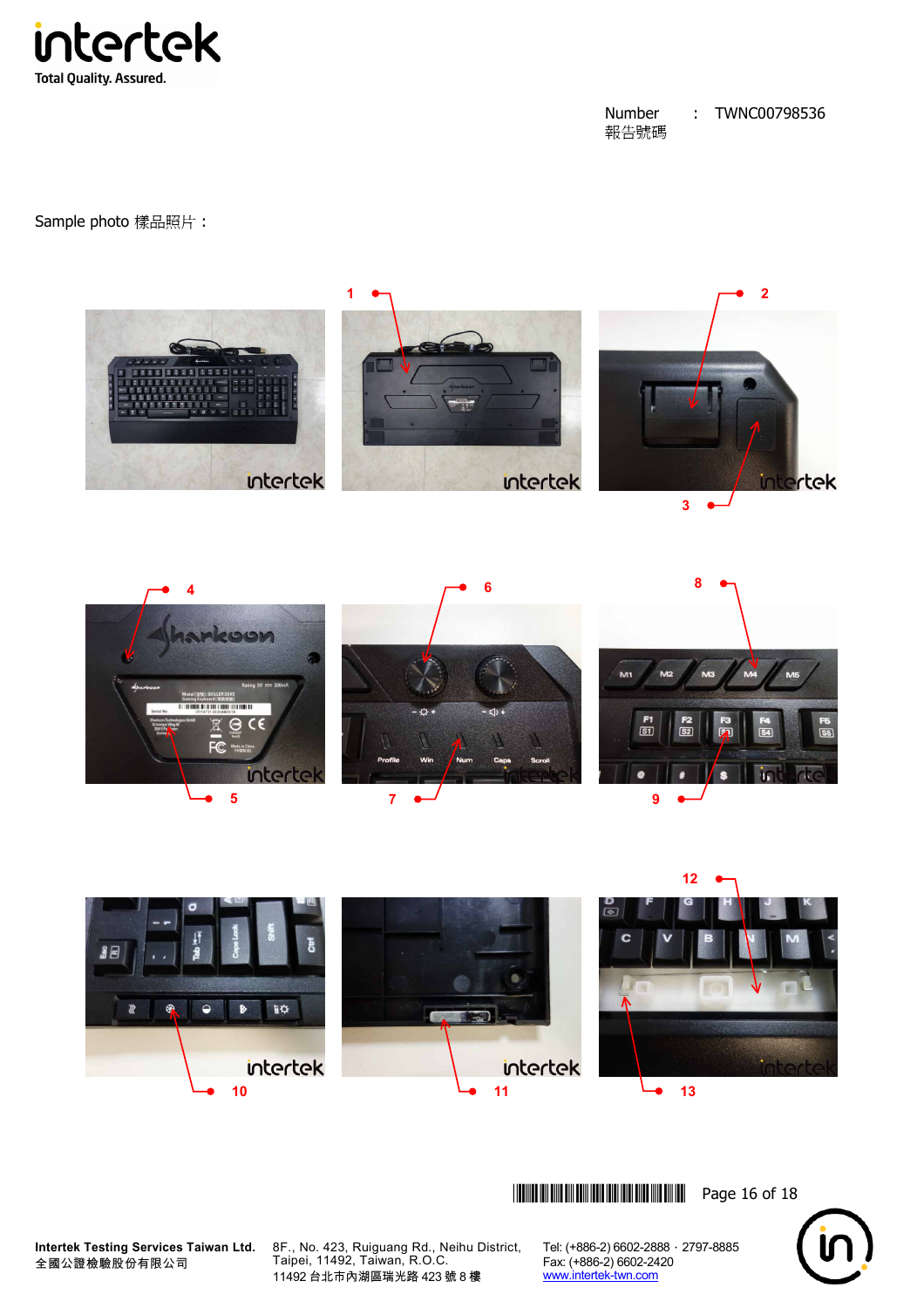Number 報告號碼 : TWNC00798536

Sample photo 樣品照片：

1

2

3

4

5

6

7

8

9

10

11

12

13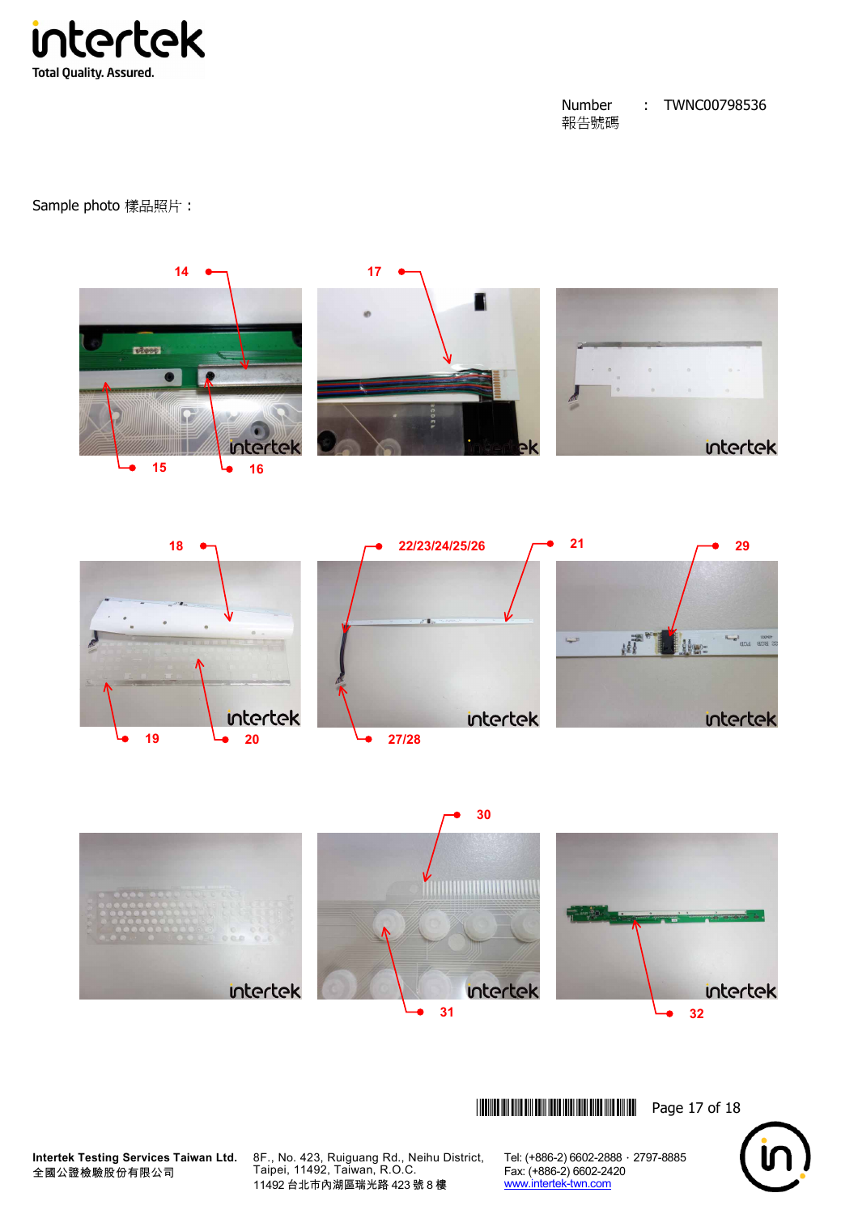Number 報告號碼 : TWNC00798536

Sample photo 樣品照片：

14 17

15 16

18 22/23/24/25/26 21 29

19 20 27/28

30

31 32

Intertek Testing Services Taiwan Ltd.
全國公證檢驗股份有限公司

8F., No. 423, Ruiguang Rd., Neihu District, Taipei, 11492, Taiwan, R.O.C.
11492 台北市內湖區瑞光路 423 號 8 樓

Tel: (+886-2) 6602-2888 · 2797-8885
Fax: (+886-2) 6602-2420
www.intertek-twn.com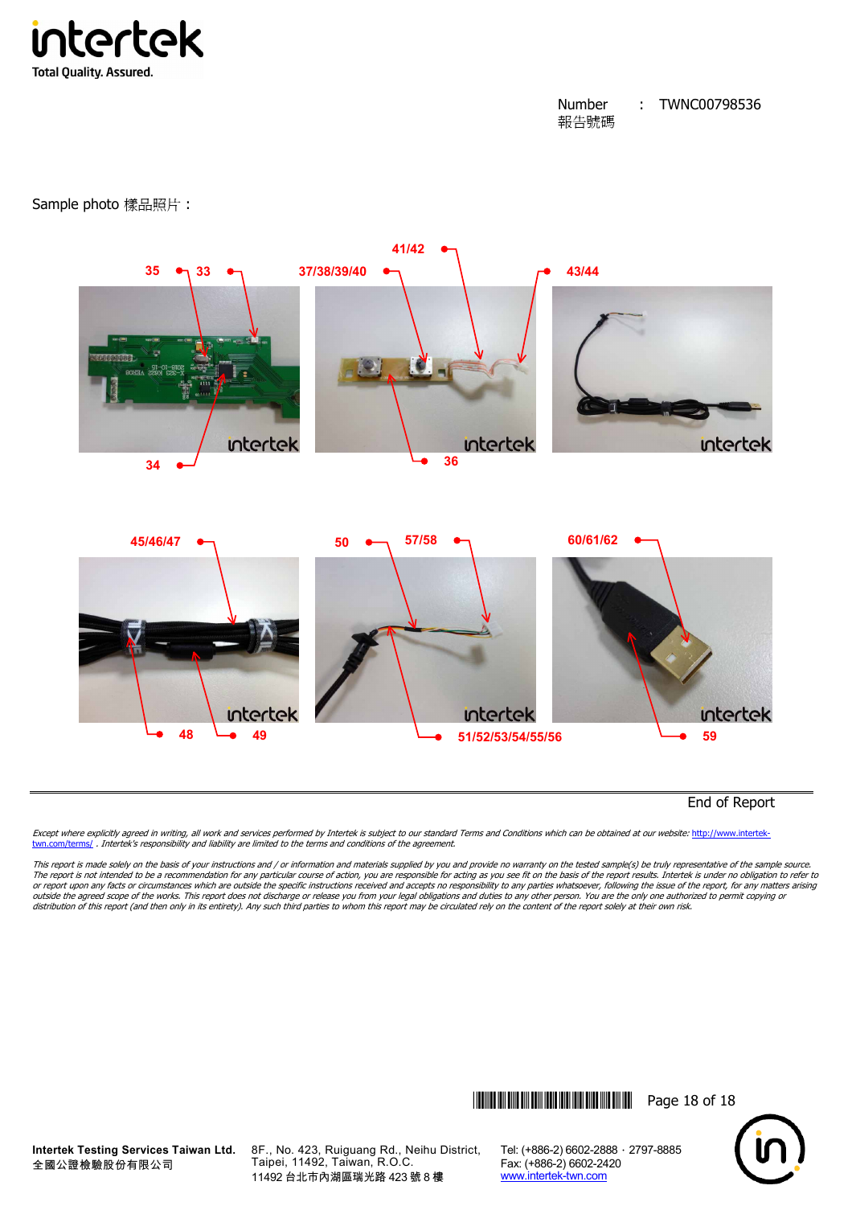Number : TWNC00798536
報告號碼

Sample photo 樣品照片：

35 33 37/38/39/40 41/42 43/44

34 36

45/46/47 50 57/58 60/61/62

48 49 51/52/53/54/55/56 59

End of Report

*Except where explicitly agreed in writing, all work and services performed by Intertek is subject to our standard Terms and Conditions which can be obtained at our website: http://www.intertek-twn.com/terms/ . Intertek's responsibility and liability are limited to the terms and conditions of the agreement.*

*This report is made solely on the basis of your instructions and / or information and materials supplied by you and provide no warranty on the tested sample(s) be truly representative of the sample source. The report is not intended to be a recommendation for any particular course of action, you are responsible for acting as you see fit on the basis of the report results. Intertek is under no obligation to refer to or report upon any facts or circumstances which are outside the specific instructions received and accepts no responsibility to any parties whatsoever, following the issue of the report, for any matters arising outside the agreed scope of the works. This report does not discharge or release you from your legal obligations and duties to any other person. You are the only one authorized to permit copying or distribution of this report (and then only in its entirety). Any such third parties to whom this report may be circulated rely on the content of the report solely at their own risk.*

**Intertek Testing Services Taiwan Ltd.**
全國公證檢驗股份有限公司

8F., No. 423, Ruiguang Rd., Neihu District, Taipei, 11492, Taiwan, R.O.C.
11492 台北市內湖區瑞光路 423 號 8 樓

Tel: (+886-2) 6602-2888 · 2797-8885
Fax: (+886-2) 6602-2420
www.intertek-twn.com